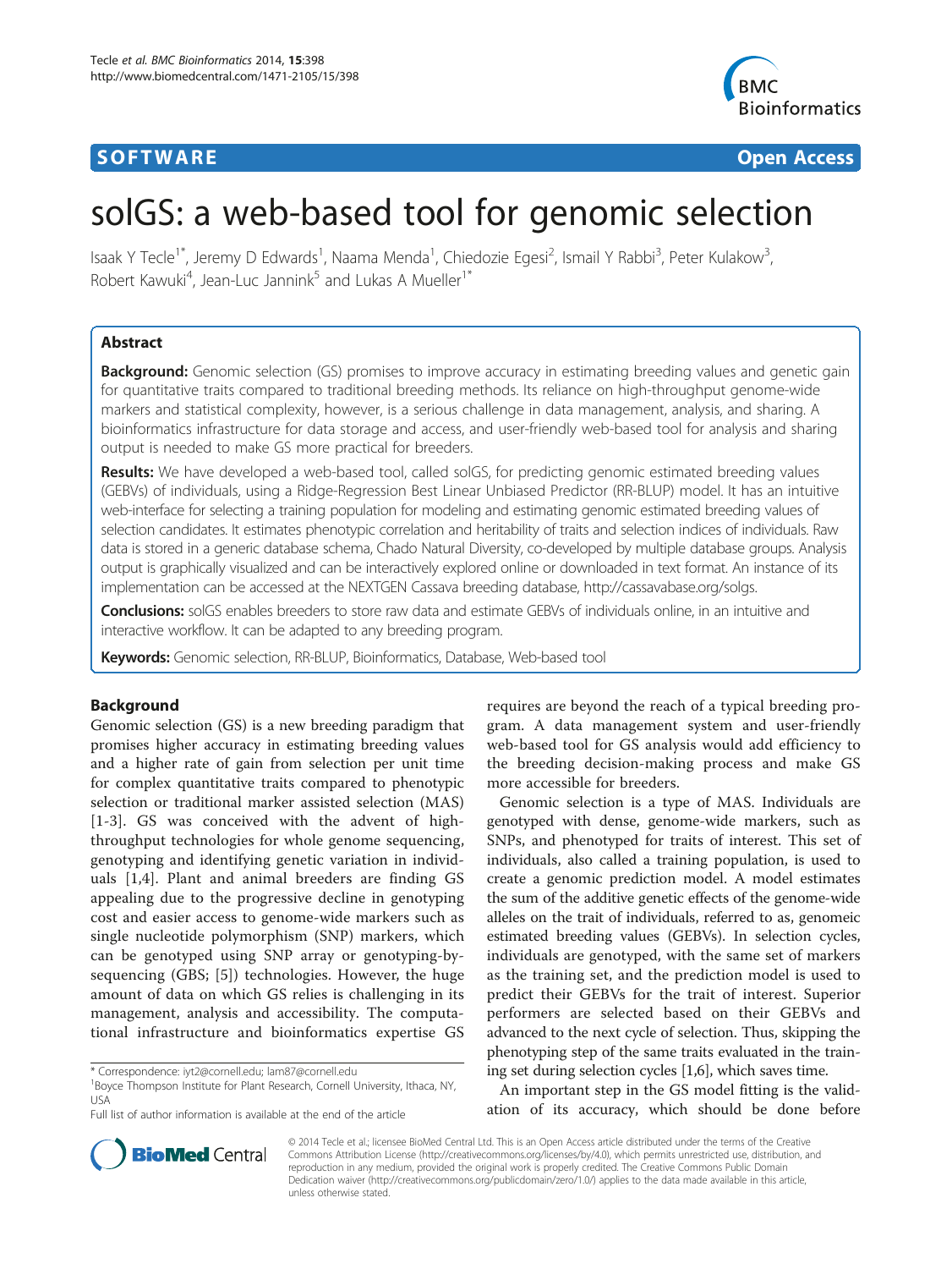SOFTWARE Open Access

# solGS: a web-based tool for genomic selection

Isaak Y Tecle[1*], Jeremy D Edwards[1], Naama Menda[1], Chiedozie Egesi[2], Ismail Y Rabbi[3], Peter Kulakow[3], Robert Kawuki[4], Jean-Luc Jannink[5] and Lukas A Mueller[1*]

## Abstract

**Background:** Genomic selection (GS) promises to improve accuracy in estimating breeding values and genetic gain for quantitative traits compared to traditional breeding methods. Its reliance on high-throughput genome-wide markers and statistical complexity, however, is a serious challenge in data management, analysis, and sharing. A bioinformatics infrastructure for data storage and access, and user-friendly web-based tool for analysis and sharing output is needed to make GS more practical for breeders.

**Results:** We have developed a web-based tool, called solGS, for predicting genomic estimated breeding values (GEBVs) of individuals, using a Ridge-Regression Best Linear Unbiased Predictor (RR-BLUP) model. It has an intuitive web-interface for selecting a training population for modeling and estimating genomic estimated breeding values of selection candidates. It estimates phenotypic correlation and heritability of traits and selection indices of individuals. Raw data is stored in a generic database schema, Chado Natural Diversity, co-developed by multiple database groups. Analysis output is graphically visualized and can be interactively explored online or downloaded in text format. An instance of its implementation can be accessed at the NEXTGEN Cassava breeding database, http://cassavabase.org/solgs.

**Conclusions:** solGS enables breeders to store raw data and estimate GEBVs of individuals online, in an intuitive and interactive workflow. It can be adapted to any breeding program.

**Keywords:** Genomic selection, RR-BLUP, Bioinformatics, Database, Web-based tool

## Background

Genomic selection (GS) is a new breeding paradigm that promises higher accuracy in estimating breeding values and a higher rate of gain from selection per unit time for complex quantitative traits compared to phenotypic selection or traditional marker assisted selection (MAS) [1-3]. GS was conceived with the advent of high-throughput technologies for whole genome sequencing, genotyping and identifying genetic variation in individuals [1,4]. Plant and animal breeders are finding GS appealing due to the progressive decline in genotyping cost and easier access to genome-wide markers such as single nucleotide polymorphism (SNP) markers, which can be genotyped using SNP array or genotyping-by-sequencing (GBS; [5]) technologies. However, the huge amount of data on which GS relies is challenging in its management, analysis and accessibility. The computational infrastructure and bioinformatics expertise GS requires are beyond the reach of a typical breeding program. A data management system and user-friendly web-based tool for GS analysis would add efficiency to the breeding decision-making process and make GS more accessible for breeders.

Genomic selection is a type of MAS. Individuals are genotyped with dense, genome-wide markers, such as SNPs, and phenotyped for traits of interest. This set of individuals, also called a training population, is used to create a genomic prediction model. A model estimates the sum of the additive genetic effects of the genome-wide alleles on the trait of individuals, referred to as, genomeic estimated breeding values (GEBVs). In selection cycles, individuals are genotyped, with the same set of markers as the training set, and the prediction model is used to predict their GEBVs for the trait of interest. Superior performers are selected based on their GEBVs and advanced to the next cycle of selection. Thus, skipping the phenotyping step of the same traits evaluated in the training set during selection cycles [1,6], which saves time.

An important step in the GS model fitting is the validation of its accuracy, which should be done before

* Correspondence: iyt2@cornell.edu; lam87@cornell.edu
[1]Boyce Thompson Institute for Plant Research, Cornell University, Ithaca, NY, USA
Full list of author information is available at the end of the article

© 2014 Tecle et al.; licensee BioMed Central Ltd. This is an Open Access article distributed under the terms of the Creative Commons Attribution License (http://creativecommons.org/licenses/by/4.0), which permits unrestricted use, distribution, and reproduction in any medium, provided the original work is properly credited. The Creative Commons Public Domain Dedication waiver (http://creativecommons.org/publicdomain/zero/1.0/) applies to the data made available in this article, unless otherwise stated.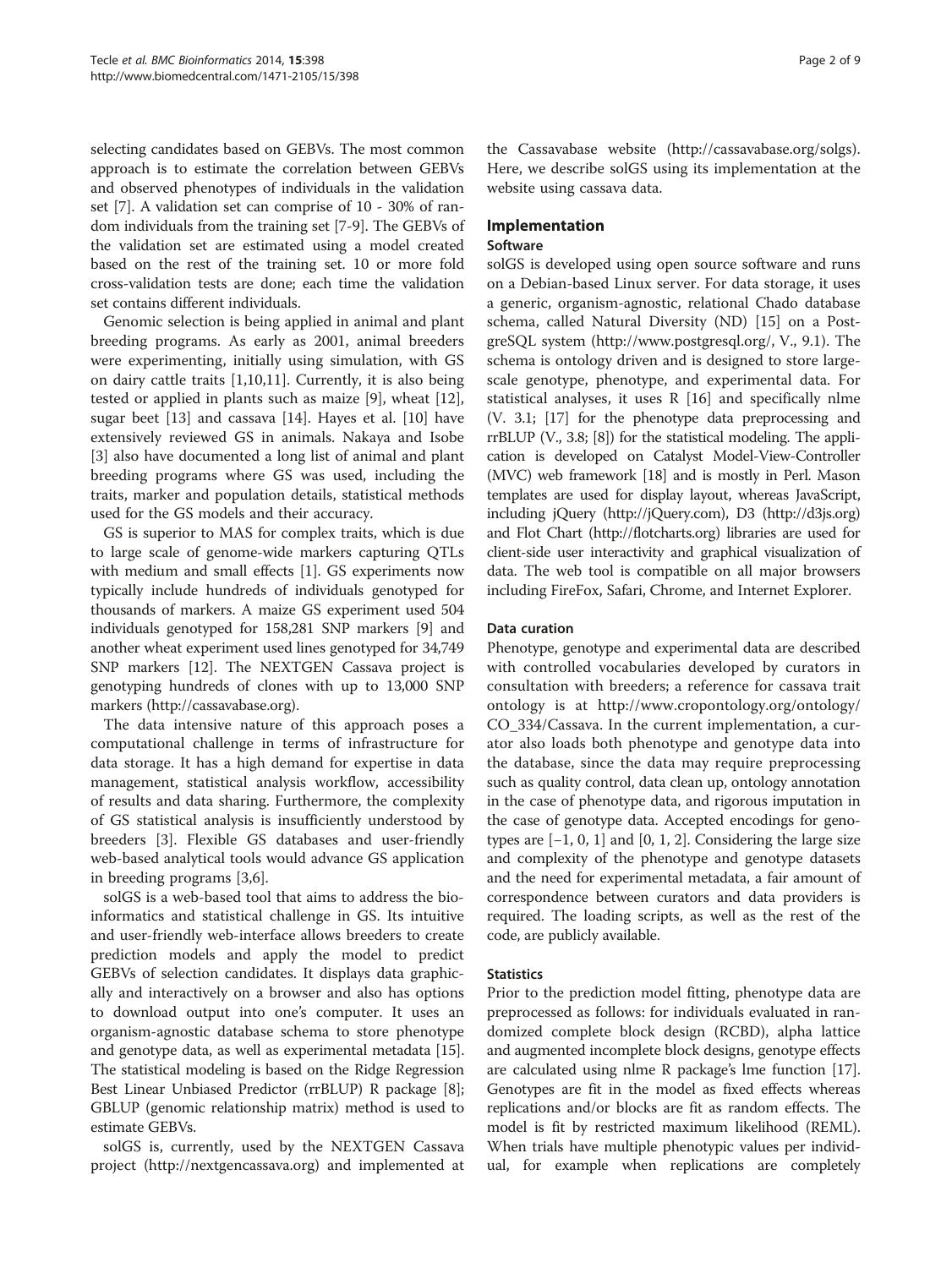selecting candidates based on GEBVs. The most common approach is to estimate the correlation between GEBVs and observed phenotypes of individuals in the validation set [7]. A validation set can comprise of 10 - 30% of random individuals from the training set [7-9]. The GEBVs of the validation set are estimated using a model created based on the rest of the training set. 10 or more fold cross-validation tests are done; each time the validation set contains different individuals.

Genomic selection is being applied in animal and plant breeding programs. As early as 2001, animal breeders were experimenting, initially using simulation, with GS on dairy cattle traits [1,10,11]. Currently, it is also being tested or applied in plants such as maize [9], wheat [12], sugar beet [13] and cassava [14]. Hayes et al. [10] have extensively reviewed GS in animals. Nakaya and Isobe [3] also have documented a long list of animal and plant breeding programs where GS was used, including the traits, marker and population details, statistical methods used for the GS models and their accuracy.

GS is superior to MAS for complex traits, which is due to large scale of genome-wide markers capturing QTLs with medium and small effects [1]. GS experiments now typically include hundreds of individuals genotyped for thousands of markers. A maize GS experiment used 504 individuals genotyped for 158,281 SNP markers [9] and another wheat experiment used lines genotyped for 34,749 SNP markers [12]. The NEXTGEN Cassava project is genotyping hundreds of clones with up to 13,000 SNP markers (http://cassavabase.org).

The data intensive nature of this approach poses a computational challenge in terms of infrastructure for data storage. It has a high demand for expertise in data management, statistical analysis workflow, accessibility of results and data sharing. Furthermore, the complexity of GS statistical analysis is insufficiently understood by breeders [3]. Flexible GS databases and user-friendly web-based analytical tools would advance GS application in breeding programs [3,6].

solGS is a web-based tool that aims to address the bioinformatics and statistical challenge in GS. Its intuitive and user-friendly web-interface allows breeders to create prediction models and apply the model to predict GEBVs of selection candidates. It displays data graphically and interactively on a browser and also has options to download output into one's computer. It uses an organism-agnostic database schema to store phenotype and genotype data, as well as experimental metadata [15]. The statistical modeling is based on the Ridge Regression Best Linear Unbiased Predictor (rrBLUP) R package [8]; GBLUP (genomic relationship matrix) method is used to estimate GEBVs.

solGS is, currently, used by the NEXTGEN Cassava project (http://nextgencassava.org) and implemented at the Cassavabase website (http://cassavabase.org/solgs). Here, we describe solGS using its implementation at the website using cassava data.

## Implementation

### Software

solGS is developed using open source software and runs on a Debian-based Linux server. For data storage, it uses a generic, organism-agnostic, relational Chado database schema, called Natural Diversity (ND) [15] on a PostgreSQL system (http://www.postgresql.org/, V., 9.1). The schema is ontology driven and is designed to store large-scale genotype, phenotype, and experimental data. For statistical analyses, it uses R [16] and specifically nlme (V. 3.1; [17] for the phenotype data preprocessing and rrBLUP (V., 3.8; [8]) for the statistical modeling. The application is developed on Catalyst Model-View-Controller (MVC) web framework [18] and is mostly in Perl. Mason templates are used for display layout, whereas JavaScript, including jQuery (http://jQuery.com), D3 (http://d3js.org) and Flot Chart (http://flotcharts.org) libraries are used for client-side user interactivity and graphical visualization of data. The web tool is compatible on all major browsers including FireFox, Safari, Chrome, and Internet Explorer.

### Data curation

Phenotype, genotype and experimental data are described with controlled vocabularies developed by curators in consultation with breeders; a reference for cassava trait ontology is at http://www.cropontology.org/ontology/CO_334/Cassava. In the current implementation, a curator also loads both phenotype and genotype data into the database, since the data may require preprocessing such as quality control, data clean up, ontology annotation in the case of phenotype data, and rigorous imputation in the case of genotype data. Accepted encodings for genotypes are [−1, 0, 1] and [0, 1, 2]. Considering the large size and complexity of the phenotype and genotype datasets and the need for experimental metadata, a fair amount of correspondence between curators and data providers is required. The loading scripts, as well as the rest of the code, are publicly available.

### Statistics

Prior to the prediction model fitting, phenotype data are preprocessed as follows: for individuals evaluated in randomized complete block design (RCBD), alpha lattice and augmented incomplete block designs, genotype effects are calculated using nlme R package's lme function [17]. Genotypes are fit in the model as fixed effects whereas replications and/or blocks are fit as random effects. The model is fit by restricted maximum likelihood (REML). When trials have multiple phenotypic values per individual, for example when replications are completely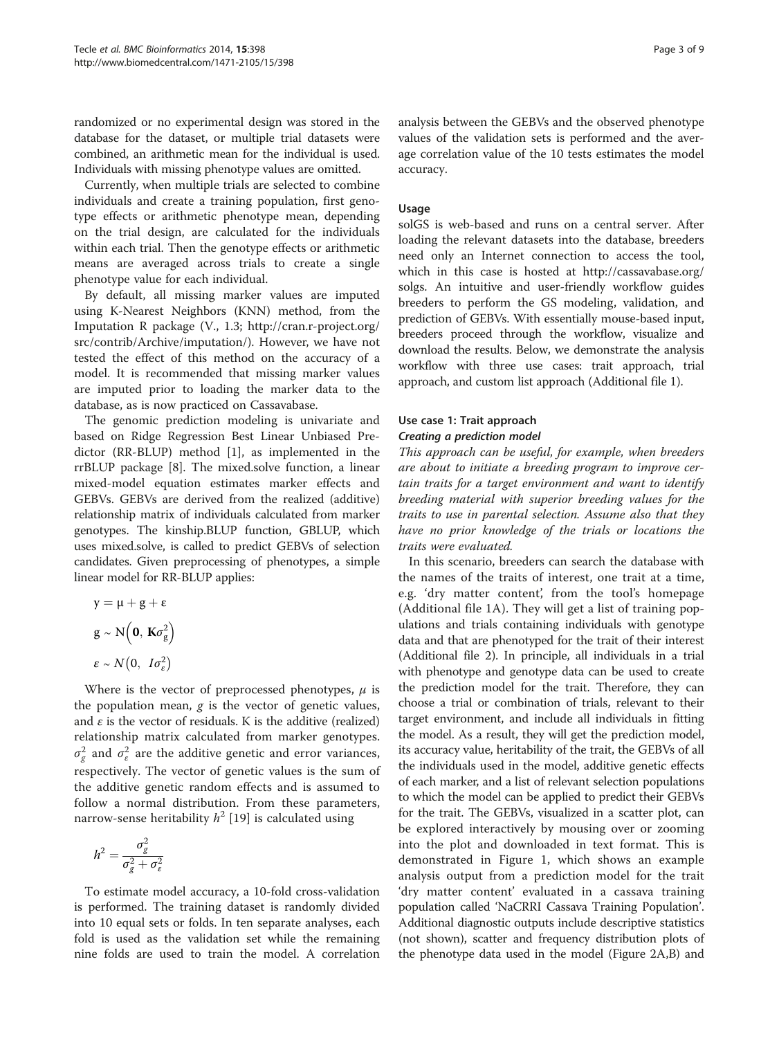randomized or no experimental design was stored in the database for the dataset, or multiple trial datasets were combined, an arithmetic mean for the individual is used. Individuals with missing phenotype values are omitted.

Currently, when multiple trials are selected to combine individuals and create a training population, first genotype effects or arithmetic phenotype mean, depending on the trial design, are calculated for the individuals within each trial. Then the genotype effects or arithmetic means are averaged across trials to create a single phenotype value for each individual.

By default, all missing marker values are imputed using K-Nearest Neighbors (KNN) method, from the Imputation R package (V., 1.3; http://cran.r-project.org/src/contrib/Archive/imputation/). However, we have not tested the effect of this method on the accuracy of a model. It is recommended that missing marker values are imputed prior to loading the marker data to the database, as is now practiced on Cassavabase.

The genomic prediction modeling is univariate and based on Ridge Regression Best Linear Unbiased Predictor (RR-BLUP) method [1], as implemented in the rrBLUP package [8]. The mixed.solve function, a linear mixed-model equation estimates marker effects and GEBVs. GEBVs are derived from the realized (additive) relationship matrix of individuals calculated from marker genotypes. The kinship.BLUP function, GBLUP, which uses mixed.solve, is called to predict GEBVs of selection candidates. Given preprocessing of phenotypes, a simple linear model for RR-BLUP applies:

$$y = \mu + g + \varepsilon$$

$$g \sim N\left(\mathbf{0},\ \mathbf{K}\sigma_g^2\right)$$

$$\varepsilon \sim N\left(0,\ I\sigma_\varepsilon^2\right)$$

Where is the vector of preprocessed phenotypes, $\mu$ is the population mean, $g$ is the vector of genetic values, and $\varepsilon$ is the vector of residuals. K is the additive (realized) relationship matrix calculated from marker genotypes. $\sigma_g^2$ and $\sigma_\varepsilon^2$ are the additive genetic and error variances, respectively. The vector of genetic values is the sum of the additive genetic random effects and is assumed to follow a normal distribution. From these parameters, narrow-sense heritability $h^2$ [19] is calculated using

$$h^2 = \frac{\sigma_g^2}{\sigma_g^2 + \sigma_\varepsilon^2}$$

To estimate model accuracy, a 10-fold cross-validation is performed. The training dataset is randomly divided into 10 equal sets or folds. In ten separate analyses, each fold is used as the validation set while the remaining nine folds are used to train the model. A correlation analysis between the GEBVs and the observed phenotype values of the validation sets is performed and the average correlation value of the 10 tests estimates the model accuracy.

### Usage

solGS is web-based and runs on a central server. After loading the relevant datasets into the database, breeders need only an Internet connection to access the tool, which in this case is hosted at http://cassavabase.org/solgs. An intuitive and user-friendly workflow guides breeders to perform the GS modeling, validation, and prediction of GEBVs. With essentially mouse-based input, breeders proceed through the workflow, visualize and download the results. Below, we demonstrate the analysis workflow with three use cases: trait approach, trial approach, and custom list approach (Additional file 1).

### Use case 1: Trait approach

#### *Creating a prediction model*

*This approach can be useful, for example, when breeders are about to initiate a breeding program to improve certain traits for a target environment and want to identify breeding material with superior breeding values for the traits to use in parental selection. Assume also that they have no prior knowledge of the trials or locations the traits were evaluated.*

In this scenario, breeders can search the database with the names of the traits of interest, one trait at a time, e.g. 'dry matter content', from the tool's homepage (Additional file 1A). They will get a list of training populations and trials containing individuals with genotype data and that are phenotyped for the trait of their interest (Additional file 2). In principle, all individuals in a trial with phenotype and genotype data can be used to create the prediction model for the trait. Therefore, they can choose a trial or combination of trials, relevant to their target environment, and include all individuals in fitting the model. As a result, they will get the prediction model, its accuracy value, heritability of the trait, the GEBVs of all the individuals used in the model, additive genetic effects of each marker, and a list of relevant selection populations to which the model can be applied to predict their GEBVs for the trait. The GEBVs, visualized in a scatter plot, can be explored interactively by mousing over or zooming into the plot and downloaded in text format. This is demonstrated in Figure 1, which shows an example analysis output from a prediction model for the trait 'dry matter content' evaluated in a cassava training population called 'NaCRRI Cassava Training Population'. Additional diagnostic outputs include descriptive statistics (not shown), scatter and frequency distribution plots of the phenotype data used in the model (Figure 2A,B) and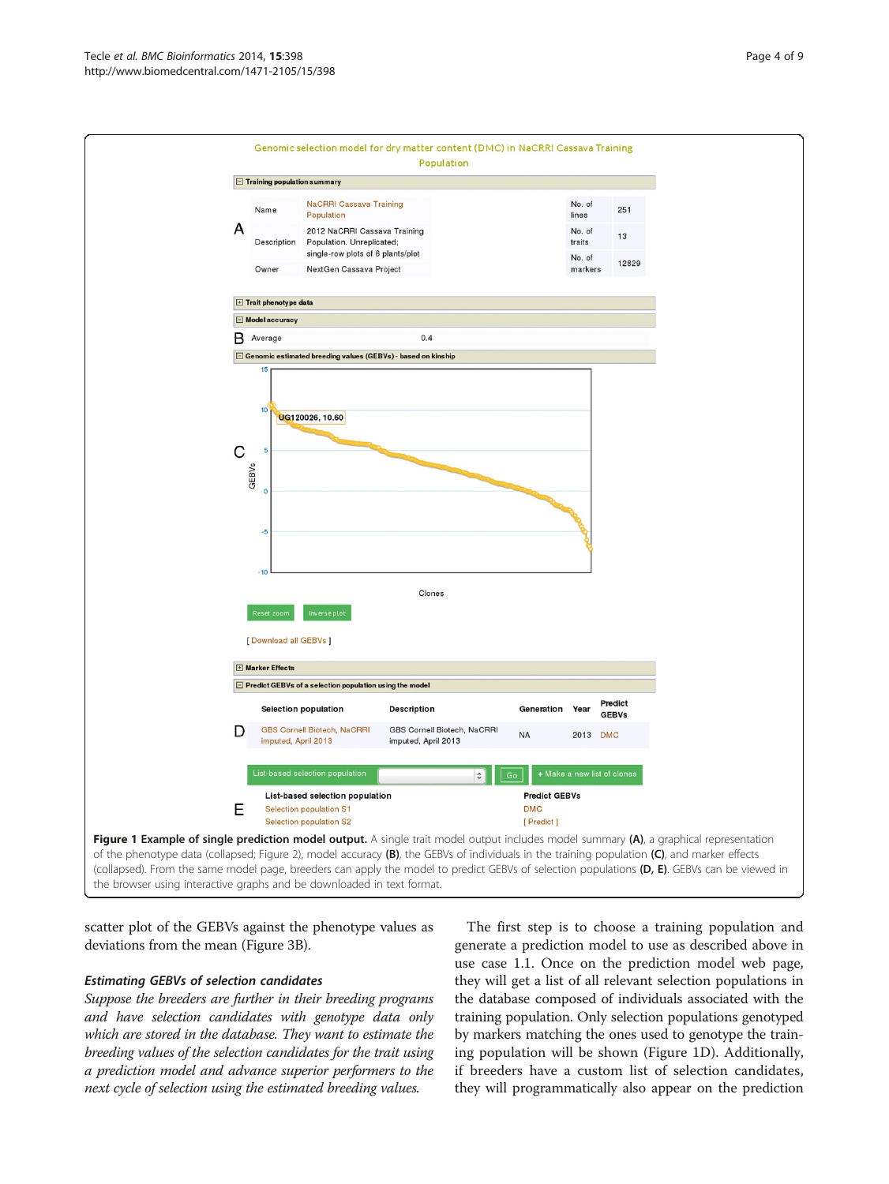Genomic selection model for dry matter content (DMC) in NaCRRI Cassava Training Population

**Training population summary**

A

| | | | |
|---|---|---|---|
| Name | NaCRRI Cassava Training Population | No. of lines | 251 |
| Description | 2012 NaCRRI Cassava Training Population. Unreplicated; single-row plots of 6 plants/plot | No. of traits | 13 |
| Owner | NextGen Cassava Project | No. of markers | 12829 |

**Trait phenotype data**

**Model accuracy**

B Average 0.4

**Genomic estimated breeding values (GEBVs) - based on kinship**

C

Reset zoom | Inverse plot

[ Download all GEBVs ]

**Marker Effects**

**Predict GEBVs of a selection population using the model**

D

| Selection population | Description | Generation | Year | Predict GEBVs |
|---|---|---|---|---|
| GBS Cornell Biotech, NaCRRI imputed, April 2013 | GBS Cornell Biotech, NaCRRI imputed, April 2013 | NA | 2013 | DMC |

List-based selection population | Go | + Make a new list of clones

E

| List-based selection population | Predict GEBVs |
|---|---|
| Selection population S1 | DMC |
| Selection population S2 | [ Predict ] |

**Figure 1 Example of single prediction model output.** A single trait model output includes model summary **(A)**, a graphical representation of the phenotype data (collapsed; Figure 2), model accuracy **(B)**, the GEBVs of individuals in the training population **(C)**, and marker effects (collapsed). From the same model page, breeders can apply the model to predict GEBVs of selection populations **(D, E)**. GEBVs can be viewed in the browser using interactive graphs and be downloaded in text format.

scatter plot of the GEBVs against the phenotype values as deviations from the mean (Figure 3B).

### *Estimating GEBVs of selection candidates*

*Suppose the breeders are further in their breeding programs and have selection candidates with genotype data only which are stored in the database. They want to estimate the breeding values of the selection candidates for the trait using a prediction model and advance superior performers to the next cycle of selection using the estimated breeding values.*

The first step is to choose a training population and generate a prediction model to use as described above in use case 1.1. Once on the prediction model web page, they will get a list of all relevant selection populations in the database composed of individuals associated with the training population. Only selection populations genotyped by markers matching the ones used to genotype the training population will be shown (Figure 1D). Additionally, if breeders have a custom list of selection candidates, they will programmatically also appear on the prediction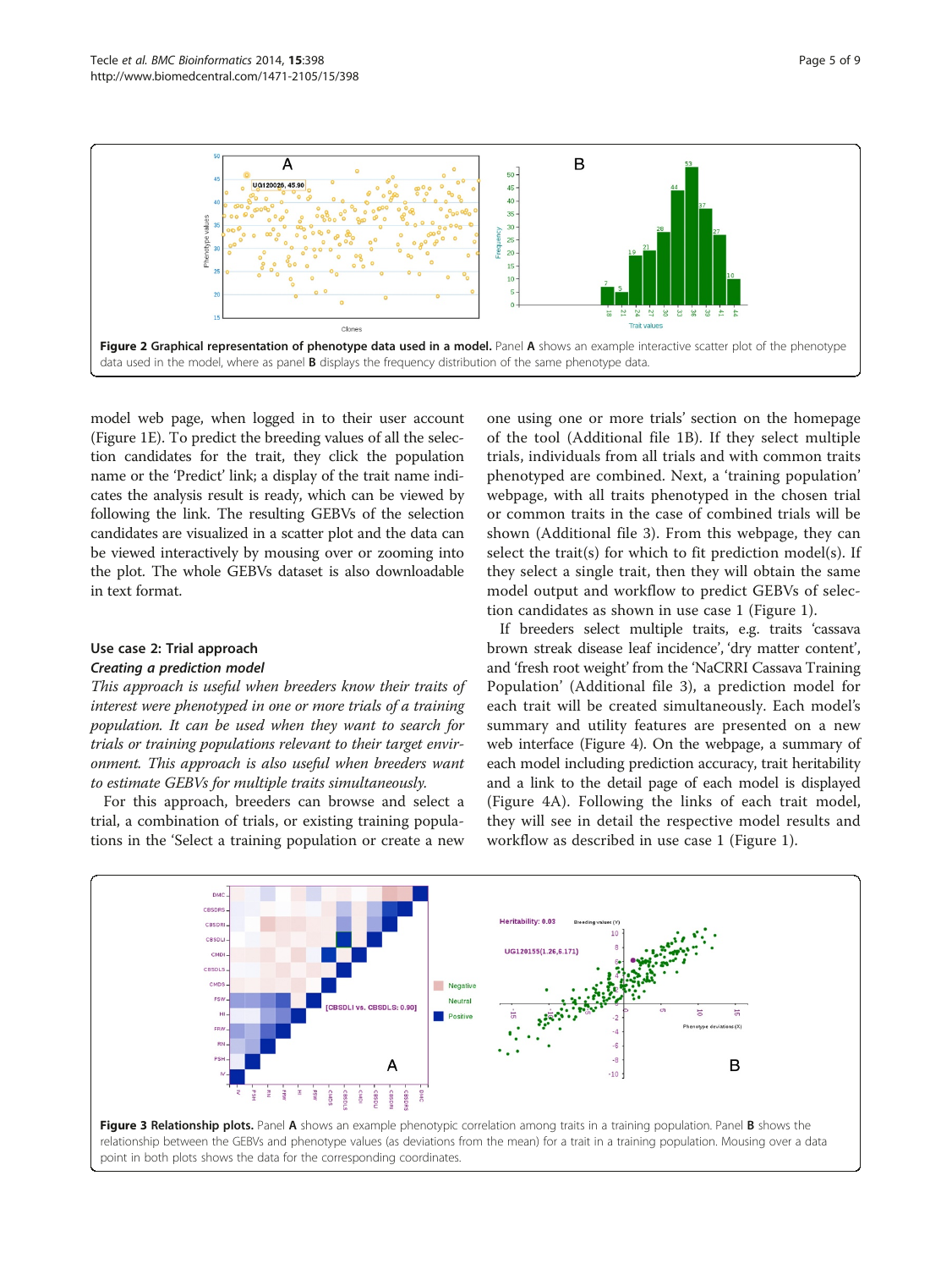A

UG120026, 45.90

Phenotype values

Clones

B

Frequency

Trait values

Figure 2 Graphical representation of phenotype data used in a model. Panel A shows an example interactive scatter plot of the phenotype data used in the model, where as panel B displays the frequency distribution of the same phenotype data.

model web page, when logged in to their user account (Figure 1E). To predict the breeding values of all the selection candidates for the trait, they click the population name or the 'Predict' link; a display of the trait name indicates the analysis result is ready, which can be viewed by following the link. The resulting GEBVs of the selection candidates are visualized in a scatter plot and the data can be viewed interactively by mousing over or zooming into the plot. The whole GEBVs dataset is also downloadable in text format.

### Use case 2: Trial approach

#### Creating a prediction model

*This approach is useful when breeders know their traits of interest were phenotyped in one or more trials of a training population. It can be used when they want to search for trials or training populations relevant to their target environment. This approach is also useful when breeders want to estimate GEBVs for multiple traits simultaneously.*

For this approach, breeders can browse and select a trial, a combination of trials, or existing training populations in the 'Select a training population or create a new one using one or more trials' section on the homepage of the tool (Additional file 1B). If they select multiple trials, individuals from all trials and with common traits phenotyped are combined. Next, a 'training population' webpage, with all traits phenotyped in the chosen trial or common traits in the case of combined trials will be shown (Additional file 3). From this webpage, they can select the trait(s) for which to fit prediction model(s). If they select a single trait, then they will obtain the same model output and workflow to predict GEBVs of selection candidates as shown in use case 1 (Figure 1).

If breeders select multiple traits, e.g. traits 'cassava brown streak disease leaf incidence', 'dry matter content', and 'fresh root weight' from the 'NaCRRI Cassava Training Population' (Additional file 3), a prediction model for each trait will be created simultaneously. Each model's summary and utility features are presented on a new web interface (Figure 4). On the webpage, a summary of each model including prediction accuracy, trait heritability and a link to the detail page of each model is displayed (Figure 4A). Following the links of each trait model, they will see in detail the respective model results and workflow as described in use case 1 (Figure 1).

A

[CBSDLI vs. CBSDLS: 0.90]

Negative

Neutral

Positive

B

Heritability: 0.03

Breeding values (Y)

UG120155(1.26,6.171)

Phenotype deviations (X)

Figure 3 Relationship plots. Panel A shows an example phenotypic correlation among traits in a training population. Panel B shows the relationship between the GEBVs and phenotype values (as deviations from the mean) for a trait in a training population. Mousing over a data point in both plots shows the data for the corresponding coordinates.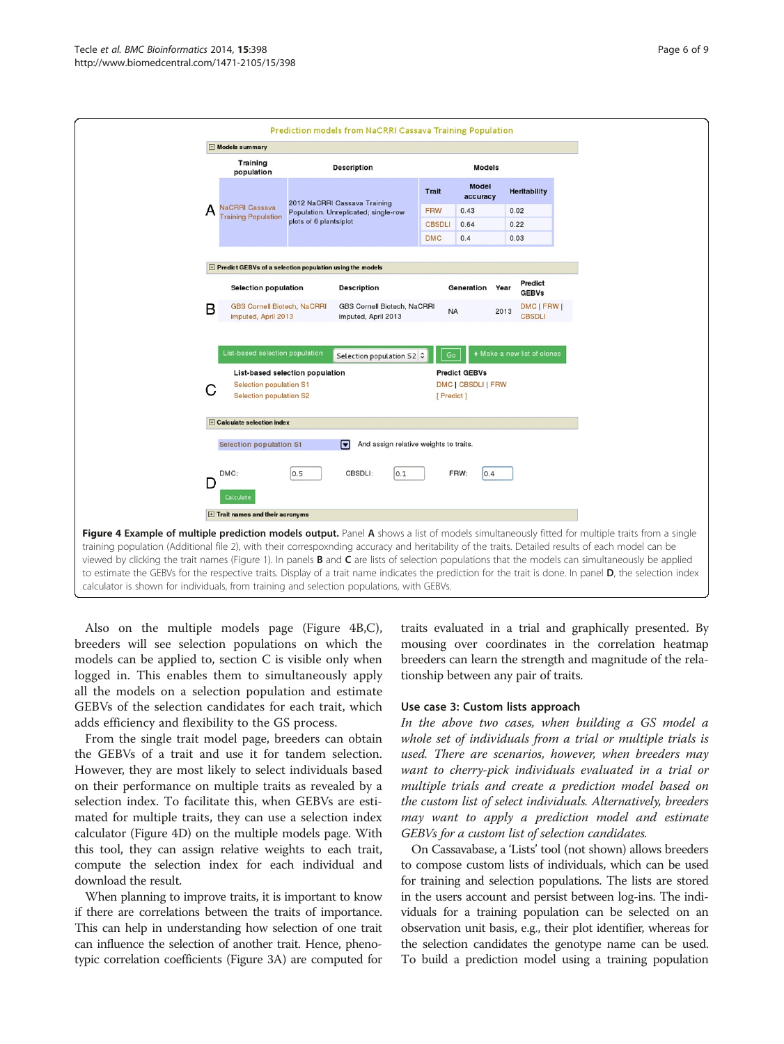**Prediction models from NaCRRI Cassava Training Population**

⊟ **Models summary**

| | Training population | Description | Models | | |
|---|---|---|---|---|---|
| | | | Trait | Model accuracy | Heritability |
| A | NaCRRI Cassava Training Population | 2012 NaCRRI Cassava Training Population. Unreplicated; single-row plots of 6 plants/plot | FRW | 0.43 | 0.02 |
| | | | CBSDLI | 0.64 | 0.22 |
| | | | DMC | 0.4 | 0.03 |

⊟ **Predict GEBVs of a selection population using the models**

| | Selection population | Description | Generation | Year | Predict GEBVs |
|---|---|---|---|---|---|
| B | GBS Cornell Biotech, NaCRRI imputed, April 2013 | GBS Cornell Biotech, NaCRRI imputed, April 2013 | NA | 2013 | DMC \| FRW \| CBSDLI |

List-based selection population | Selection population S2 | Go | + Make a new list of clones

| | List-based selection population | Predict GEBVs |
|---|---|---|
| C | Selection population S1 | DMC \| CBSDLI \| FRW |
| | Selection population S2 | [ Predict ] |

⊟ **Calculate selection index**

Selection population S1 — And assign relative weights to traits.

D — DMC: 0.5 CBSDLI: 0.1 FRW: 0.4

Calculate

⊞ **Trait names and their acronyms**

**Figure 4 Example of multiple prediction models output.** Panel **A** shows a list of models simultaneously fitted for multiple traits from a single training population (Additional file 2), with their correspoxnding accuracy and heritability of the traits. Detailed results of each model can be viewed by clicking the trait names (Figure 1). In panels **B** and **C** are lists of selection populations that the models can simultaneously be applied to estimate the GEBVs for the respective traits. Display of a trait name indicates the prediction for the trait is done. In panel **D**, the selection index calculator is shown for individuals, from training and selection populations, with GEBVs.

Also on the multiple models page (Figure 4B,C), breeders will see selection populations on which the models can be applied to, section C is visible only when logged in. This enables them to simultaneously apply all the models on a selection population and estimate GEBVs of the selection candidates for each trait, which adds efficiency and flexibility to the GS process.

From the single trait model page, breeders can obtain the GEBVs of a trait and use it for tandem selection. However, they are most likely to select individuals based on their performance on multiple traits as revealed by a selection index. To facilitate this, when GEBVs are estimated for multiple traits, they can use a selection index calculator (Figure 4D) on the multiple models page. With this tool, they can assign relative weights to each trait, compute the selection index for each individual and download the result.

When planning to improve traits, it is important to know if there are correlations between the traits of importance. This can help in understanding how selection of one trait can influence the selection of another trait. Hence, phenotypic correlation coefficients (Figure 3A) are computed for traits evaluated in a trial and graphically presented. By mousing over coordinates in the correlation heatmap breeders can learn the strength and magnitude of the relationship between any pair of traits.

### Use case 3: Custom lists approach

*In the above two cases, when building a GS model a whole set of individuals from a trial or multiple trials is used. There are scenarios, however, when breeders may want to cherry-pick individuals evaluated in a trial or multiple trials and create a prediction model based on the custom list of select individuals. Alternatively, breeders may want to apply a prediction model and estimate GEBVs for a custom list of selection candidates.*

On Cassavabase, a 'Lists' tool (not shown) allows breeders to compose custom lists of individuals, which can be used for training and selection populations. The lists are stored in the users account and persist between log-ins. The individuals for a training population can be selected on an observation unit basis, e.g., their plot identifier, whereas for the selection candidates the genotype name can be used. To build a prediction model using a training population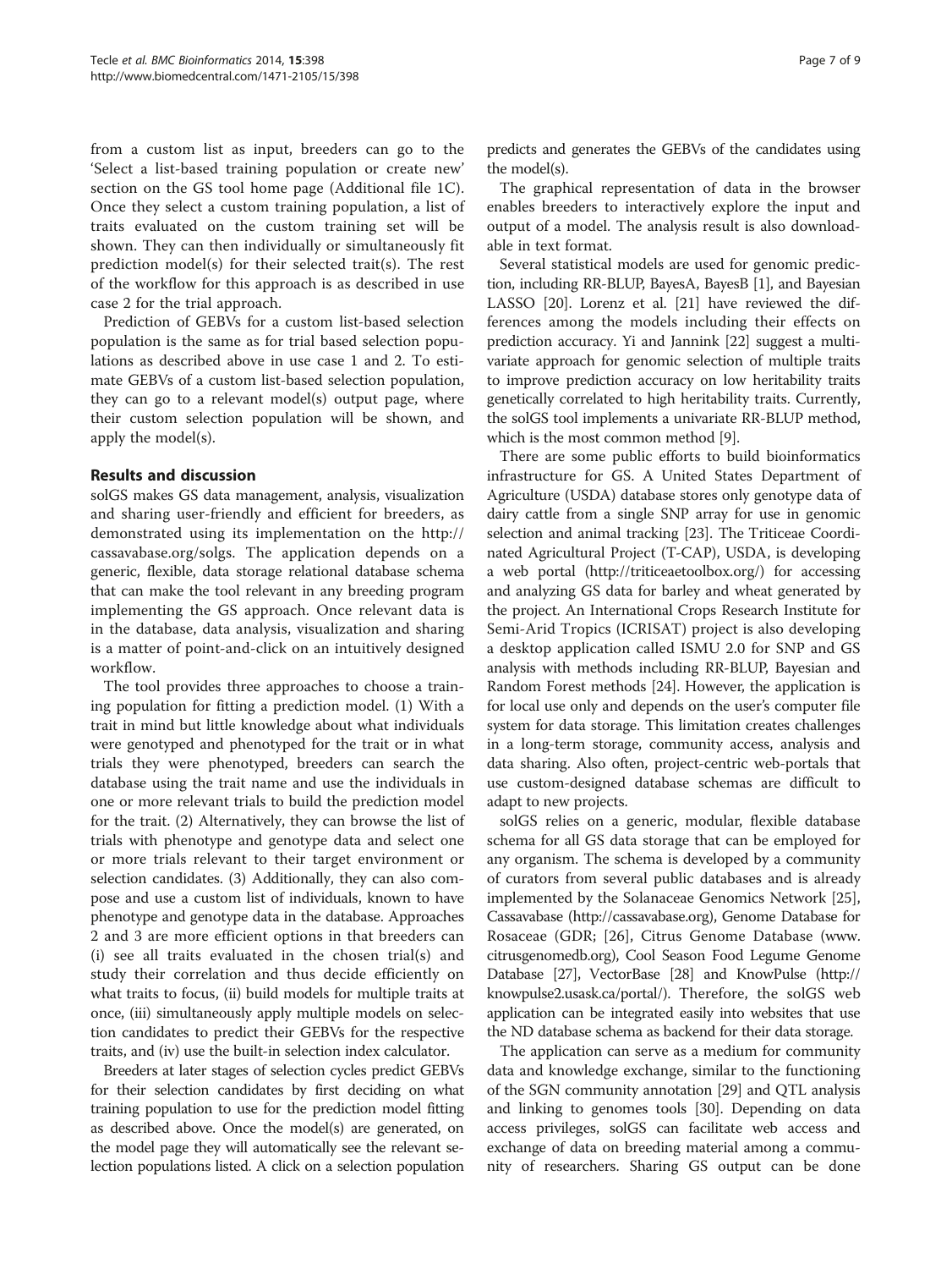from a custom list as input, breeders can go to the 'Select a list-based training population or create new' section on the GS tool home page (Additional file 1C). Once they select a custom training population, a list of traits evaluated on the custom training set will be shown. They can then individually or simultaneously fit prediction model(s) for their selected trait(s). The rest of the workflow for this approach is as described in use case 2 for the trial approach.

Prediction of GEBVs for a custom list-based selection population is the same as for trial based selection populations as described above in use case 1 and 2. To estimate GEBVs of a custom list-based selection population, they can go to a relevant model(s) output page, where their custom selection population will be shown, and apply the model(s).

## Results and discussion

solGS makes GS data management, analysis, visualization and sharing user-friendly and efficient for breeders, as demonstrated using its implementation on the http://cassavabase.org/solgs. The application depends on a generic, flexible, data storage relational database schema that can make the tool relevant in any breeding program implementing the GS approach. Once relevant data is in the database, data analysis, visualization and sharing is a matter of point-and-click on an intuitively designed workflow.

The tool provides three approaches to choose a training population for fitting a prediction model. (1) With a trait in mind but little knowledge about what individuals were genotyped and phenotyped for the trait or in what trials they were phenotyped, breeders can search the database using the trait name and use the individuals in one or more relevant trials to build the prediction model for the trait. (2) Alternatively, they can browse the list of trials with phenotype and genotype data and select one or more trials relevant to their target environment or selection candidates. (3) Additionally, they can also compose and use a custom list of individuals, known to have phenotype and genotype data in the database. Approaches 2 and 3 are more efficient options in that breeders can (i) see all traits evaluated in the chosen trial(s) and study their correlation and thus decide efficiently on what traits to focus, (ii) build models for multiple traits at once, (iii) simultaneously apply multiple models on selection candidates to predict their GEBVs for the respective traits, and (iv) use the built-in selection index calculator.

Breeders at later stages of selection cycles predict GEBVs for their selection candidates by first deciding on what training population to use for the prediction model fitting as described above. Once the model(s) are generated, on the model page they will automatically see the relevant selection populations listed. A click on a selection population predicts and generates the GEBVs of the candidates using the model(s).

The graphical representation of data in the browser enables breeders to interactively explore the input and output of a model. The analysis result is also downloadable in text format.

Several statistical models are used for genomic prediction, including RR-BLUP, BayesA, BayesB [1], and Bayesian LASSO [20]. Lorenz et al. [21] have reviewed the differences among the models including their effects on prediction accuracy. Yi and Jannink [22] suggest a multivariate approach for genomic selection of multiple traits to improve prediction accuracy on low heritability traits genetically correlated to high heritability traits. Currently, the solGS tool implements a univariate RR-BLUP method, which is the most common method [9].

There are some public efforts to build bioinformatics infrastructure for GS. A United States Department of Agriculture (USDA) database stores only genotype data of dairy cattle from a single SNP array for use in genomic selection and animal tracking [23]. The Triticeae Coordinated Agricultural Project (T-CAP), USDA, is developing a web portal (http://triticeaetoolbox.org/) for accessing and analyzing GS data for barley and wheat generated by the project. An International Crops Research Institute for Semi-Arid Tropics (ICRISAT) project is also developing a desktop application called ISMU 2.0 for SNP and GS analysis with methods including RR-BLUP, Bayesian and Random Forest methods [24]. However, the application is for local use only and depends on the user's computer file system for data storage. This limitation creates challenges in a long-term storage, community access, analysis and data sharing. Also often, project-centric web-portals that use custom-designed database schemas are difficult to adapt to new projects.

solGS relies on a generic, modular, flexible database schema for all GS data storage that can be employed for any organism. The schema is developed by a community of curators from several public databases and is already implemented by the Solanaceae Genomics Network [25], Cassavabase (http://cassavabase.org), Genome Database for Rosaceae (GDR; [26], Citrus Genome Database (www.citrusgenomedb.org), Cool Season Food Legume Genome Database [27], VectorBase [28] and KnowPulse (http://knowpulse2.usask.ca/portal/). Therefore, the solGS web application can be integrated easily into websites that use the ND database schema as backend for their data storage.

The application can serve as a medium for community data and knowledge exchange, similar to the functioning of the SGN community annotation [29] and QTL analysis and linking to genomes tools [30]. Depending on data access privileges, solGS can facilitate web access and exchange of data on breeding material among a community of researchers. Sharing GS output can be done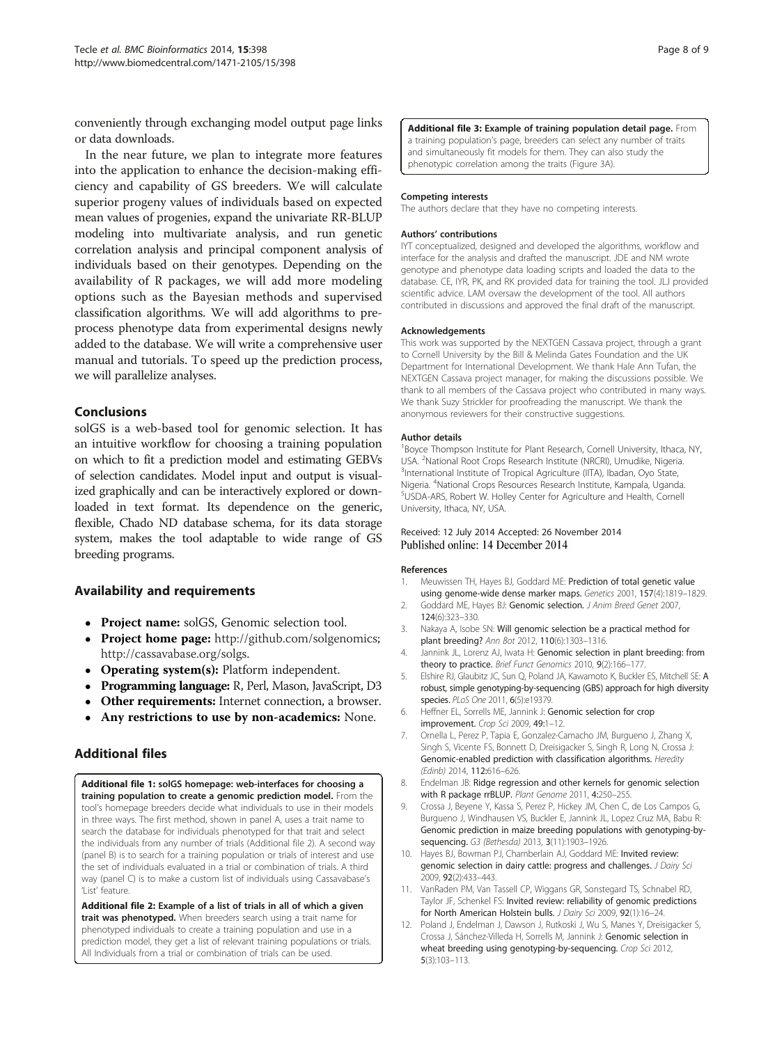conveniently through exchanging model output page links or data downloads.

In the near future, we plan to integrate more features into the application to enhance the decision-making efficiency and capability of GS breeders. We will calculate superior progeny values of individuals based on expected mean values of progenies, expand the univariate RR-BLUP modeling into multivariate analysis, and run genetic correlation analysis and principal component analysis of individuals based on their genotypes. Depending on the availability of R packages, we will add more modeling options such as the Bayesian methods and supervised classification algorithms. We will add algorithms to preprocess phenotype data from experimental designs newly added to the database. We will write a comprehensive user manual and tutorials. To speed up the prediction process, we will parallelize analyses.

## Conclusions

solGS is a web-based tool for genomic selection. It has an intuitive workflow for choosing a training population on which to fit a prediction model and estimating GEBVs of selection candidates. Model input and output is visualized graphically and can be interactively explored or downloaded in text format. Its dependence on the generic, flexible, Chado ND database schema, for its data storage system, makes the tool adaptable to wide range of GS breeding programs.

## Availability and requirements

- **Project name:** solGS, Genomic selection tool.
- **Project home page:** http://github.com/solgenomics; http://cassavabase.org/solgs.
- **Operating system(s):** Platform independent.
- **Programming language:** R, Perl, Mason, JavaScript, D3
- **Other requirements:** Internet connection, a browser.
- **Any restrictions to use by non-academics:** None.

## Additional files

**Additional file 1: solGS homepage: web-interfaces for choosing a training population to create a genomic prediction model.** From the tool's homepage breeders decide what individuals to use in their models in three ways. The first method, shown in panel A, uses a trait name to search the database for individuals phenotyped for that trait and select the individuals from any number of trials (Additional file 2). A second way (panel B) is to search for a training population or trials of interest and use the set of individuals evaluated in a trial or combination of trials. A third way (panel C) is to make a custom list of individuals using Cassavabase's 'List' feature.

**Additional file 2: Example of a list of trials in all of which a given trait was phenotyped.** When breeders search using a trait name for phenotyped individuals to create a training population and use in a prediction model, they get a list of relevant training populations or trials. All Individuals from a trial or combination of trials can be used.

**Additional file 3: Example of training population detail page.** From a training population's page, breeders can select any number of traits and simultaneously fit models for them. They can also study the phenotypic correlation among the traits (Figure 3A).

#### Competing interests

The authors declare that they have no competing interests.

#### Authors' contributions

IYT conceptualized, designed and developed the algorithms, workflow and interface for the analysis and drafted the manuscript. JDE and NM wrote genotype and phenotype data loading scripts and loaded the data to the database. CE, IYR, PK, and RK provided data for training the tool. JLJ provided scientific advice. LAM oversaw the development of the tool. All authors contributed in discussions and approved the final draft of the manuscript.

#### Acknowledgements

This work was supported by the NEXTGEN Cassava project, through a grant to Cornell University by the Bill & Melinda Gates Foundation and the UK Department for International Development. We thank Hale Ann Tufan, the NEXTGEN Cassava project manager, for making the discussions possible. We thank to all members of the Cassava project who contributed in many ways. We thank Suzy Strickler for proofreading the manuscript. We thank the anonymous reviewers for their constructive suggestions.

#### Author details

[1]Boyce Thompson Institute for Plant Research, Cornell University, Ithaca, NY, USA. [2]National Root Crops Research Institute (NRCRI), Umudike, Nigeria. [3]International Institute of Tropical Agriculture (IITA), Ibadan, Oyo State, Nigeria. [4]National Crops Resources Research Institute, Kampala, Uganda. [5]USDA-ARS, Robert W. Holley Center for Agriculture and Health, Cornell University, Ithaca, NY, USA.

Received: 12 July 2014 Accepted: 26 November 2014
Published online: 14 December 2014

#### References

1. Meuwissen TH, Hayes BJ, Goddard ME: **Prediction of total genetic value using genome-wide dense marker maps.** *Genetics* 2001, **157**(4):1819–1829.
2. Goddard ME, Hayes BJ: **Genomic selection.** *J Anim Breed Genet* 2007, **124**(6):323–330.
3. Nakaya A, Isobe SN: **Will genomic selection be a practical method for plant breeding?** *Ann Bot* 2012, **110**(6):1303–1316.
4. Jannink JL, Lorenz AJ, Iwata H: **Genomic selection in plant breeding: from theory to practice.** *Brief Funct Genomics* 2010, **9**(2):166–177.
5. Elshire RJ, Glaubitz JC, Sun Q, Poland JA, Kawamoto K, Buckler ES, Mitchell SE: **A robust, simple genotyping-by-sequencing (GBS) approach for high diversity species.** *PLoS One* 2011, **6**(5):e19379.
6. Heffner EL, Sorrells ME, Jannink J: **Genomic selection for crop improvement.** *Crop Sci* 2009, **49:**1–12.
7. Ornella L, Perez P, Tapia E, Gonzalez-Camacho JM, Burgueno J, Zhang X, Singh S, Vicente FS, Bonnett D, Dreisigacker S, Singh R, Long N, Crossa J: **Genomic-enabled prediction with classification algorithms.** *Heredity (Edinb)* 2014, **112:**616–626.
8. Endelman JB: **Ridge regression and other kernels for genomic selection with R package rrBLUP.** *Plant Genome* 2011, **4:**250–255.
9. Crossa J, Beyene Y, Kassa S, Perez P, Hickey JM, Chen C, de Los Campos G, Burgueno J, Windhausen VS, Buckler E, Jannink JL, Lopez Cruz MA, Babu R: **Genomic prediction in maize breeding populations with genotyping-by-sequencing.** *G3 (Bethesda)* 2013, **3**(11):1903–1926.
10. Hayes BJ, Bowman PJ, Chamberlain AJ, Goddard ME: **Invited review: genomic selection in dairy cattle: progress and challenges.** *J Dairy Sci* 2009, **92**(2):433–443.
11. VanRaden PM, Van Tassell CP, Wiggans GR, Sonstegard TS, Schnabel RD, Taylor JF, Schenkel FS: **Invited review: reliability of genomic predictions for North American Holstein bulls.** *J Dairy Sci* 2009, **92**(1):16–24.
12. Poland J, Endelman J, Dawson J, Rutkoski J, Wu S, Manes Y, Dreisigacker S, Crossa J, Sánchez-Villeda H, Sorrells M, Jannink J: **Genomic selection in wheat breeding using genotyping-by-sequencing.** *Crop Sci* 2012, **5**(3):103–113.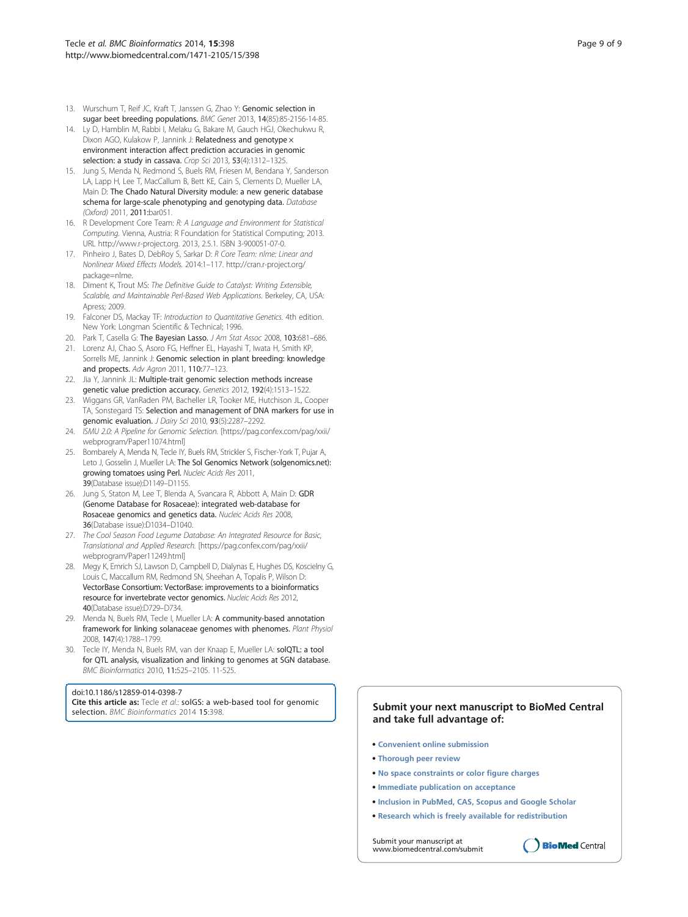13. Wurschum T, Reif JC, Kraft T, Janssen G, Zhao Y: **Genomic selection in sugar beet breeding populations.** *BMC Genet* 2013, **14**(85):85-2156-14-85.
14. Ly D, Hamblin M, Rabbi I, Melaku G, Bakare M, Gauch HGJ, Okechukwu R, Dixon AGO, Kulakow P, Jannink J: **Relatedness and genotype × environment interaction affect prediction accuracies in genomic selection: a study in cassava.** *Crop Sci* 2013, **53**(4):1312–1325.
15. Jung S, Menda N, Redmond S, Buels RM, Friesen M, Bendana Y, Sanderson LA, Lapp H, Lee T, MacCallum B, Bett KE, Cain S, Clements D, Mueller LA, Main D: **The Chado Natural Diversity module: a new generic database schema for large-scale phenotyping and genotyping data.** *Database (Oxford)* 2011, **2011:**bar051.
16. R Development Core Team: *R: A Language and Environment for Statistical Computing.* Vienna, Austria: R Foundation for Statistical Computing; 2013. URL http://www.r-project.org. 2013, 2.5.1. ISBN 3-900051-07-0.
17. Pinheiro J, Bates D, DebRoy S, Sarkar D: *R Core Team: nlme: Linear and Nonlinear Mixed Effects Models.* 2014:1–117. http://cran.r-project.org/package=nlme.
18. Diment K, Trout MS: *The Definitive Guide to Catalyst: Writing Extensible, Scalable, and Maintainable Perl-Based Web Applications.* Berkeley, CA, USA: Apress; 2009.
19. Falconer DS, Mackay TF: *Introduction to Quantitative Genetics.* 4th edition. New York: Longman Scientific & Technical; 1996.
20. Park T, Casella G: **The Bayesian Lasso.** *J Am Stat Assoc* 2008, **103:**681–686.
21. Lorenz AJ, Chao S, Asoro FG, Heffner EL, Hayashi T, Iwata H, Smith KP, Sorrells ME, Jannink J: **Genomic selection in plant breeding: knowledge and propects.** *Adv Agron* 2011, **110:**77–123.
22. Jia Y, Jannink JL: **Multiple-trait genomic selection methods increase genetic value prediction accuracy.** *Genetics* 2012, **192**(4):1513–1522.
23. Wiggans GR, VanRaden PM, Bacheller LR, Tooker ME, Hutchison JL, Cooper TA, Sonstegard TS: **Selection and management of DNA markers for use in genomic evaluation.** *J Dairy Sci* 2010, **93**(5):2287–2292.
24. *ISMU 2.0: A Pipeline for Genomic Selection.* [https://pag.confex.com/pag/xxii/webprogram/Paper11074.html]
25. Bombarely A, Menda N, Tecle IY, Buels RM, Strickler S, Fischer-York T, Pujar A, Leto J, Gosselin J, Mueller LA: **The Sol Genomics Network (solgenomics.net): growing tomatoes using Perl.** *Nucleic Acids Res* 2011, **39**(Database issue):D1149–D1155.
26. Jung S, Staton M, Lee T, Blenda A, Svancara R, Abbott A, Main D: **GDR (Genome Database for Rosaceae): integrated web-database for Rosaceae genomics and genetics data.** *Nucleic Acids Res* 2008, **36**(Database issue):D1034–D1040.
27. *The Cool Season Food Legume Database: An Integrated Resource for Basic, Translational and Applied Research.* [https://pag.confex.com/pag/xxii/webprogram/Paper11249.html]
28. Megy K, Emrich SJ, Lawson D, Campbell D, Dialynas E, Hughes DS, Koscielny G, Louis C, Maccallum RM, Redmond SN, Sheehan A, Topalis P, Wilson D: **VectorBase Consortium: VectorBase: improvements to a bioinformatics resource for invertebrate vector genomics.** *Nucleic Acids Res* 2012, **40**(Database issue):D729–D734.
29. Menda N, Buels RM, Tecle I, Mueller LA: **A community-based annotation framework for linking solanaceae genomes with phenomes.** *Plant Physiol* 2008, **147**(4):1788–1799.
30. Tecle IY, Menda N, Buels RM, van der Knaap E, Mueller LA: **solQTL: a tool for QTL analysis, visualization and linking to genomes at SGN database.** *BMC Bioinformatics* 2010, **11:**525–2105. 11-525.

doi:10.1186/s12859-014-0398-7
**Cite this article as:** Tecle *et al.*: solGS: a web-based tool for genomic selection. *BMC Bioinformatics* 2014 **15**:398.

**Submit your next manuscript to BioMed Central and take full advantage of:**

- **Convenient online submission**
- **Thorough peer review**
- **No space constraints or color figure charges**
- **Immediate publication on acceptance**
- **Inclusion in PubMed, CAS, Scopus and Google Scholar**
- **Research which is freely available for redistribution**

Submit your manuscript at
www.biomedcentral.com/submit

BioMed Central